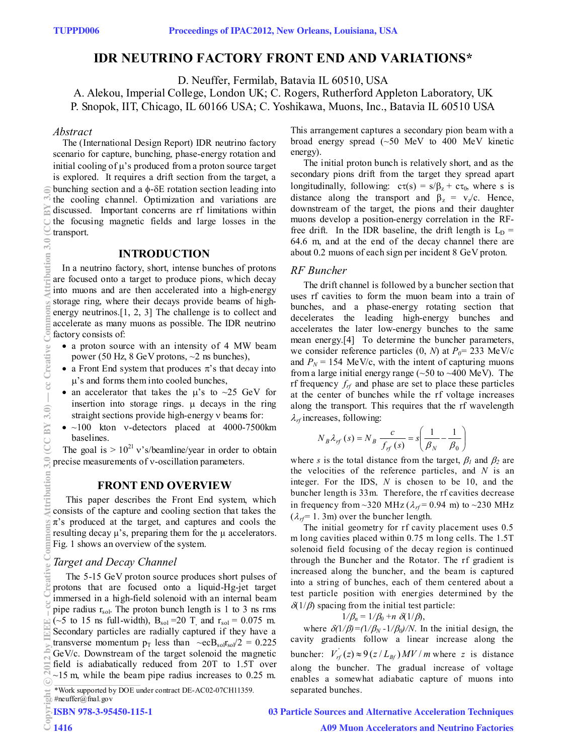# IDR NEUTRINO FACTORY FRONT END AND VARIATIONS*

D. Neuffer, Fermilab, Batavia IL 60510, USA
A. Alekou, Imperial College, London UK; C. Rogers, Rutherford Appleton Laboratory, UK
P. Snopok, IIT, Chicago, IL 60166 USA; C. Yoshikawa, Muons, Inc., Batavia IL 60510 USA

## *Abstract*

The (International Design Report) IDR neutrino factory scenario for capture, bunching, phase-energy rotation and initial cooling of μ's produced from a proton source target is explored. It requires a drift section from the target, a bunching section and a ϕ-δE rotation section leading into the cooling channel. Optimization and variations are discussed. Important concerns are rf limitations within the focusing magnetic fields and large losses in the transport.

## INTRODUCTION

In a neutrino factory, short, intense bunches of protons are focused onto a target to produce pions, which decay into muons and are then accelerated into a high-energy storage ring, where their decays provide beams of high-energy neutrinos.[1, 2, 3] The challenge is to collect and accelerate as many muons as possible. The IDR neutrino factory consists of:

- a proton source with an intensity of 4 MW beam power (50 Hz, 8 GeV protons, ~2 ns bunches),
- a Front End system that produces π's that decay into μ's and forms them into cooled bunches,
- an accelerator that takes the μ's to ~25 GeV for insertion into storage rings. μ decays in the ring straight sections provide high-energy ν beams for:
- ~100 kton ν-detectors placed at 4000-7500km baselines.

The goal is > $10^{21}$ ν's/beamline/year in order to obtain precise measurements of ν-oscillation parameters.

## FRONT END OVERVIEW

This paper describes the Front End system, which consists of the capture and cooling section that takes the π's produced at the target, and captures and cools the resulting decay μ's, preparing them for the μ accelerators. Fig. 1 shows an overview of the system.

### *Target and Decay Channel*

The 5-15 GeV proton source produces short pulses of protons that are focused onto a liquid-Hg-jet target immersed in a high-field solenoid with an internal beam pipe radius $r_{sol}$. The proton bunch length is 1 to 3 ns rms (~5 to 15 ns full-width), $B_{sol}$ =20 T, and $r_{sol}$ = 0.075 m. Secondary particles are radially captured if they have a transverse momentum $p_T$ less than ~$ecB_{sol}r_{sol}/2$ = 0.225 GeV/c. Downstream of the target solenoid the magnetic field is adiabatically reduced from 20T to 1.5T over ~15 m, while the beam pipe radius increases to 0.25 m. This arrangement captures a secondary pion beam with a broad energy spread (~50 MeV to 400 MeV kinetic energy).

The initial proton bunch is relatively short, and as the secondary pions drift from the target they spread apart longitudinally, following: $c\tau(s) = s/\beta_z + c\tau_0$, where s is distance along the transport and $\beta_z = v_z/c$. Hence, downstream of the target, the pions and their daughter muons develop a position-energy correlation in the RF-free drift. In the IDR baseline, the drift length is $L_D$ = 64.6 m, and at the end of the decay channel there are about 0.2 muons of each sign per incident 8 GeV proton.

### *RF Buncher*

The drift channel is followed by a buncher section that uses rf cavities to form the muon beam into a train of bunches, and a phase-energy rotating section that decelerates the leading high-energy bunches and accelerates the later low-energy bunches to the same mean energy.[4] To determine the buncher parameters, we consider reference particles (0, *N*) at $P_0$= 233 MeV/c and $P_N$ = 154 MeV/c, with the intent of capturing muons from a large initial energy range (~50 to ~400 MeV). The rf frequency $f_{rf}$ and phase are set to place these particles at the center of bunches while the rf voltage increases along the transport. This requires that the rf wavelength $\lambda_{rf}$ increases, following:

$$N_B \lambda_{rf}(s) = N_B \frac{c}{f_{rf}(s)} = s\left(\frac{1}{\beta_N} - \frac{1}{\beta_0}\right)$$

where *s* is the total distance from the target, $\beta_1$ and $\beta_2$ are the velocities of the reference particles, and *N* is an integer. For the IDS, *N* is chosen to be 10, and the buncher length is 33m. Therefore, the rf cavities decrease in frequency from ~320 MHz ($\lambda_{rf}$ = 0.94 m) to ~230 MHz ($\lambda_{rf}$= 1. 3m) over the buncher length.

The initial geometry for rf cavity placement uses 0.5 m long cavities placed within 0.75 m long cells. The 1.5T solenoid field focusing of the decay region is continued through the Buncher and the Rotator. The rf gradient is increased along the buncher, and the beam is captured into a string of bunches, each of them centered about a test particle position with energies determined by the $\delta(1/\beta)$ spacing from the initial test particle:

$$1/\beta_n = 1/\beta_0 + n\ \delta(1/\beta),$$

where $\delta(1/\beta)=(1/\beta_N - 1/\beta_0)/N$. In the initial design, the cavity gradients follow a linear increase along the buncher: $V'_{rf}(z) \approx 9\,(z/L_{Bf})\,MV/m$ where z is distance along the buncher. The gradual increase of voltage enables a somewhat adiabatic capture of muons into separated bunches.

*Work supported by DOE under contract DE-AC02-07CH11359.
#neuffer@fnal.gov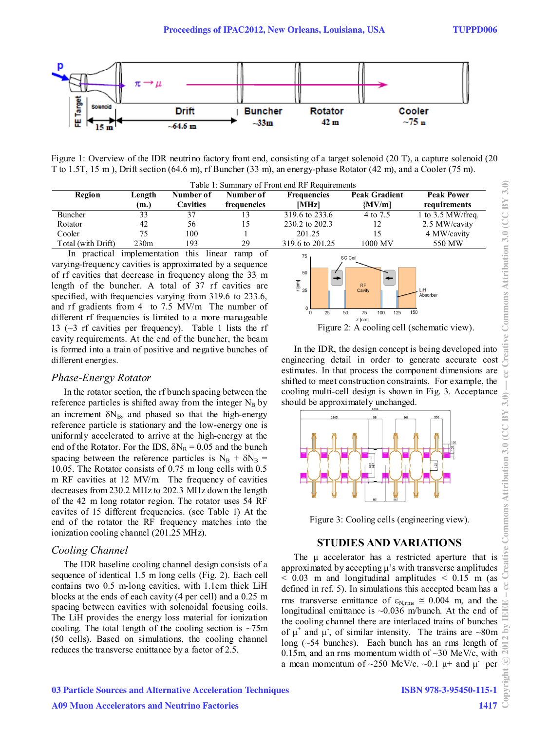Figure 1: Overview of the IDR neutrino factory front end, consisting of a target solenoid (20 T), a capture solenoid (20 T to 1.5T, 15 m ), Drift section (64.6 m), rf Buncher (33 m), an energy-phase Rotator (42 m), and a Cooler (75 m).

Table 1: Summary of Front end RF Requirements

| Region | Length (m.) | Number of Cavities | Number of frequencies | Frequencies [MHz] | Peak Gradient {MV/m] | Peak Power requirements |
|---|---|---|---|---|---|---|
| Buncher | 33 | 37 | 13 | 319.6 to 233.6 | 4 to 7.5 | 1 to 3.5 MW/freq. |
| Rotator | 42 | 56 | 15 | 230.2 to 202.3 | 12 | 2.5 MW/cavity |
| Cooler | 75 | 100 | 1 | 201.25 | 15 | 4 MW/cavity |
| Total (with Drift) | 230m | 193 | 29 | 319.6 to 201.25 | 1000 MV | 550 MW |

In practical implementation this linear ramp of varying-frequency cavities is approximated by a sequence of rf cavities that decrease in frequency along the 33 m length of the buncher. A total of 37 rf cavities are specified, with frequencies varying from 319.6 to 233.6, and rf gradients from 4 to 7.5 MV/m The number of different rf frequencies is limited to a more manageable 13 (~3 rf cavities per frequency). Table 1 lists the rf cavity requirements. At the end of the buncher, the beam is formed into a train of positive and negative bunches of different energies.

### *Phase-Energy Rotator*

In the rotator section, the rf bunch spacing between the reference particles is shifted away from the integer $N_B$ by an increment $\delta N_B$, and phased so that the high-energy reference particle is stationary and the low-energy one is uniformly accelerated to arrive at the high-energy at the end of the Rotator. For the IDS, $\delta N_B = 0.05$ and the bunch spacing between the reference particles is $N_B + \delta N_B = 10.05$. The Rotator consists of 0.75 m long cells with 0.5 m RF cavities at 12 MV/m. The frequency of cavities decreases from 230.2 MHz to 202.3 MHz down the length of the 42 m long rotator region. The rotator uses 54 RF cavites of 15 different frequencies. (see Table 1) At the end of the rotator the RF frequency matches into the ionization cooling channel (201.25 MHz).

### *Cooling Channel*

The IDR baseline cooling channel design consists of a sequence of identical 1.5 m long cells (Fig. 2). Each cell contains two 0.5 m-long cavities, with 1.1cm thick LiH blocks at the ends of each cavity (4 per cell) and a 0.25 m spacing between cavities with solenoidal focusing coils. The LiH provides the energy loss material for ionization cooling. The total length of the cooling section is ~75m (50 cells). Based on simulations, the cooling channel reduces the transverse emittance by a factor of 2.5.

Figure 2: A cooling cell (schematic view).

In the IDR, the design concept is being developed into engineering detail in order to generate accurate cost estimates. In that process the component dimensions are shifted to meet construction constraints. For example, the cooling multi-cell design is shown in Fig. 3. Acceptance should be approximately unchanged.

Figure 3: Cooling cells (engineering view).

## STUDIES AND VARIATIONS

The μ accelerator has a restricted aperture that is approximated by accepting μ's with transverse amplitudes < 0.03 m and longitudinal amplitudes < 0.15 m (as defined in ref. 5). In simulations this accepted beam has a rms transverse emittance of $\varepsilon_{N,rms} \cong 0.004$ m, and the longitudinal emittance is ~0.036 m/bunch. At the end of the cooling channel there are interlaced trains of bunches of $\mu^+$ and $\mu^-$, of similar intensity. The trains are ~80m long (~54 bunches). Each bunch has an rms length of 0.15m, and an rms momentum width of ~30 MeV/c, with a mean momentum of ~250 MeV/c. ~0.1 $\mu^+$ and $\mu^-$ per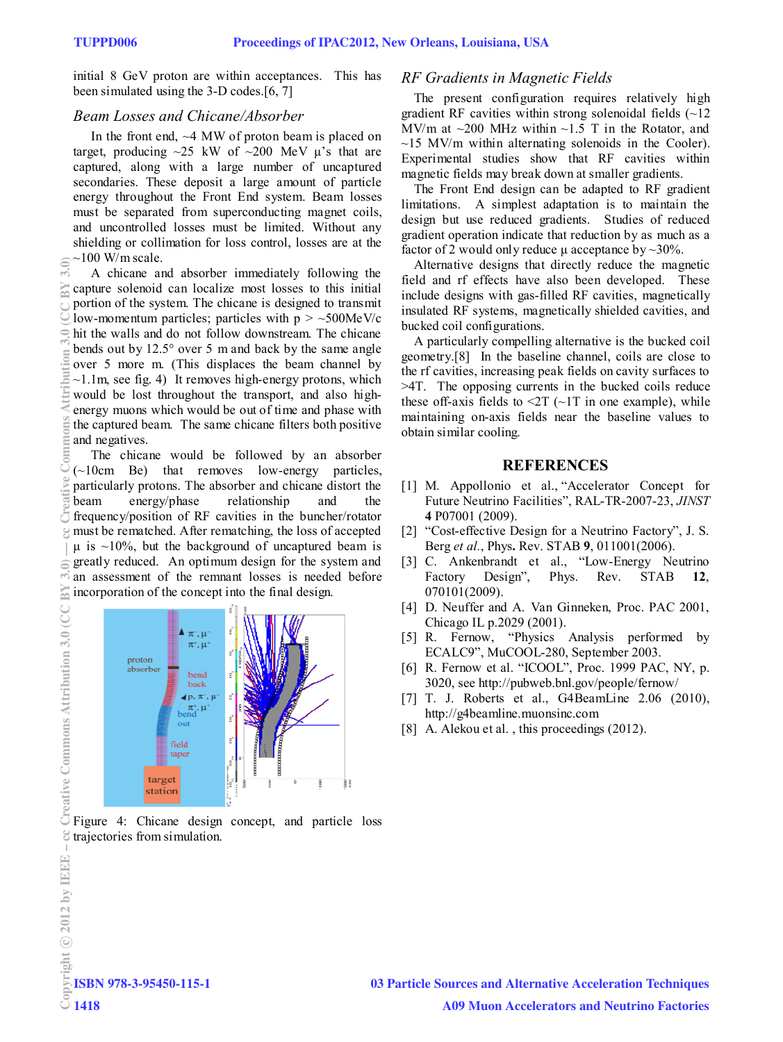initial 8 GeV proton are within acceptances. This has been simulated using the 3-D codes.[6, 7]

### *Beam Losses and Chicane/Absorber*

In the front end, ~4 MW of proton beam is placed on target, producing ~25 kW of ~200 MeV μ's that are captured, along with a large number of uncaptured secondaries. These deposit a large amount of particle energy throughout the Front End system. Beam losses must be separated from superconducting magnet coils, and uncontrolled losses must be limited. Without any shielding or collimation for loss control, losses are at the ~100 W/m scale.

A chicane and absorber immediately following the capture solenoid can localize most losses to this initial portion of the system. The chicane is designed to transmit low-momentum particles; particles with p > ~500MeV/c hit the walls and do not follow downstream. The chicane bends out by 12.5° over 5 m and back by the same angle over 5 more m. (This displaces the beam channel by ~1.1m, see fig. 4) It removes high-energy protons, which would be lost throughout the transport, and also high-energy muons which would be out of time and phase with the captured beam. The same chicane filters both positive and negatives.

The chicane would be followed by an absorber (~10cm Be) that removes low-energy particles, particularly protons. The absorber and chicane distort the beam energy/phase relationship and the frequency/position of RF cavities in the buncher/rotator must be rematched. After rematching, the loss of accepted μ is ~10%, but the background of uncaptured beam is greatly reduced. An optimum design for the system and an assessment of the remnant losses is needed before incorporation of the concept into the final design.

proton absorber
$\pi^-, \mu^-$
$\pi^+, \mu^+$
bend back
p, $\pi^-, \mu^-$
$\pi^+, \mu^+$
bend out
field taper
target station

Figure 4: Chicane design concept, and particle loss trajectories from simulation.

### *RF Gradients in Magnetic Fields*

The present configuration requires relatively high gradient RF cavities within strong solenoidal fields (~12 MV/m at ~200 MHz within ~1.5 T in the Rotator, and ~15 MV/m within alternating solenoids in the Cooler). Experimental studies show that RF cavities within magnetic fields may break down at smaller gradients.

The Front End design can be adapted to RF gradient limitations. A simplest adaptation is to maintain the design but use reduced gradients. Studies of reduced gradient operation indicate that reduction by as much as a factor of 2 would only reduce μ acceptance by ~30%.

Alternative designs that directly reduce the magnetic field and rf effects have also been developed. These include designs with gas-filled RF cavities, magnetically insulated RF systems, magnetically shielded cavities, and bucked coil configurations.

A particularly compelling alternative is the bucked coil geometry.[8] In the baseline channel, coils are close to the rf cavities, increasing peak fields on cavity surfaces to >4T. The opposing currents in the bucked coils reduce these off-axis fields to <2T (~1T in one example), while maintaining on-axis fields near the baseline values to obtain similar cooling.

## REFERENCES

[1] M. Appollonio et al., "Accelerator Concept for Future Neutrino Facilities", RAL-TR-2007-23, *JINST* **4** P07001 (2009).

[2] "Cost-effective Design for a Neutrino Factory", J. S. Berg *et al.*, Phys. Rev. STAB **9**, 011001(2006).

[3] C. Ankenbrandt et al., "Low-Energy Neutrino Factory Design", Phys. Rev. STAB **12**, 070101(2009).

[4] D. Neuffer and A. Van Ginneken, Proc. PAC 2001, Chicago IL p.2029 (2001).

[5] R. Fernow, "Physics Analysis performed by ECALC9", MuCOOL-280, September 2003.

[6] R. Fernow et al. "ICOOL", Proc. 1999 PAC, NY, p. 3020, see http://pubweb.bnl.gov/people/fernow/

[7] T. J. Roberts et al., G4BeamLine 2.06 (2010), http://g4beamline.muonsinc.com

[8] A. Alekou et al. , this proceedings (2012).